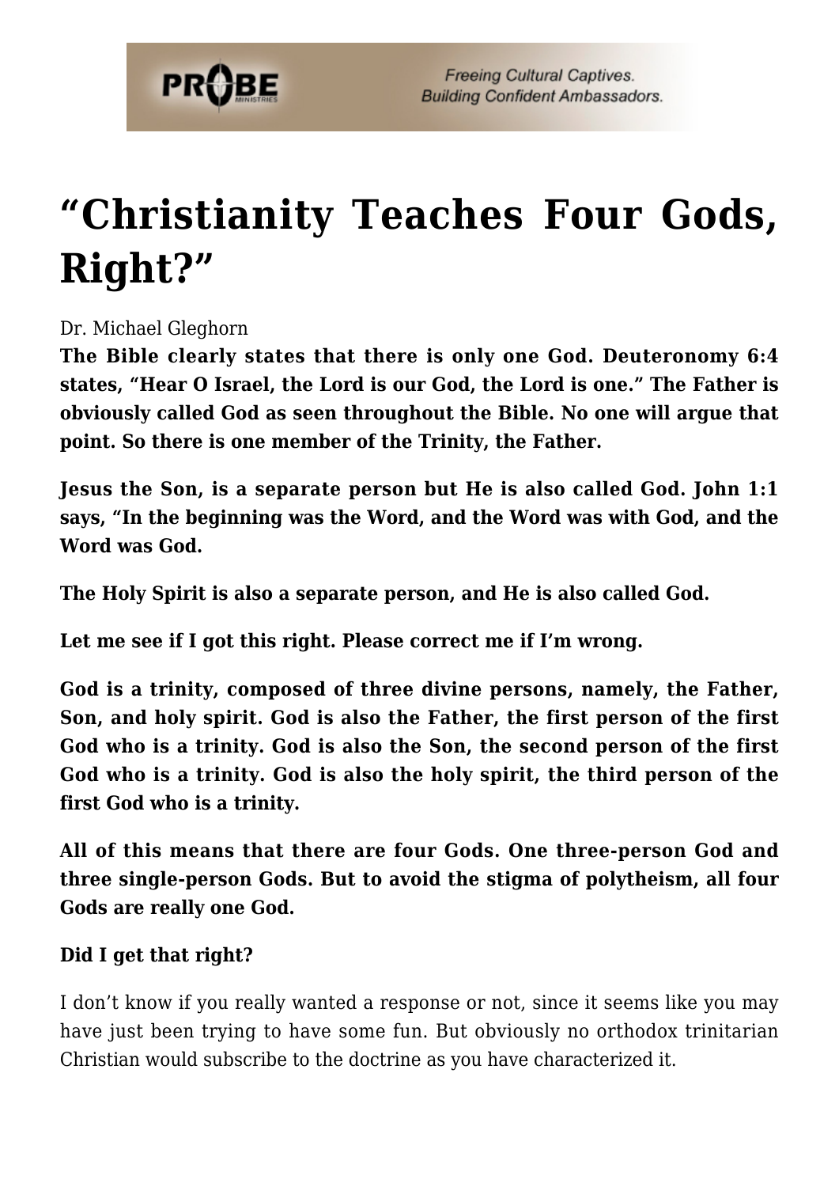# "Christianity Teaches Four Gods, Right?"

Dr. Michael Gleghorn

**The Bible clearly states that there is only one God. Deuteronomy 6:4 states, "Hear O Israel, the Lord is our God, the Lord is one." The Father is obviously called God as seen throughout the Bible. No one will argue that point. So there is one member of the Trinity, the Father.**

**Jesus the Son, is a separate person but He is also called God. John 1:1 says, "In the beginning was the Word, and the Word was with God, and the Word was God.**

**The Holy Spirit is also a separate person, and He is also called God.**

**Let me see if I got this right. Please correct me if I'm wrong.**

**God is a trinity, composed of three divine persons, namely, the Father, Son, and holy spirit. God is also the Father, the first person of the first God who is a trinity. God is also the Son, the second person of the first God who is a trinity. God is also the holy spirit, the third person of the first God who is a trinity.**

**All of this means that there are four Gods. One three-person God and three single-person Gods. But to avoid the stigma of polytheism, all four Gods are really one God.**

**Did I get that right?**

I don't know if you really wanted a response or not, since it seems like you may have just been trying to have some fun. But obviously no orthodox trinitarian Christian would subscribe to the doctrine as you have characterized it.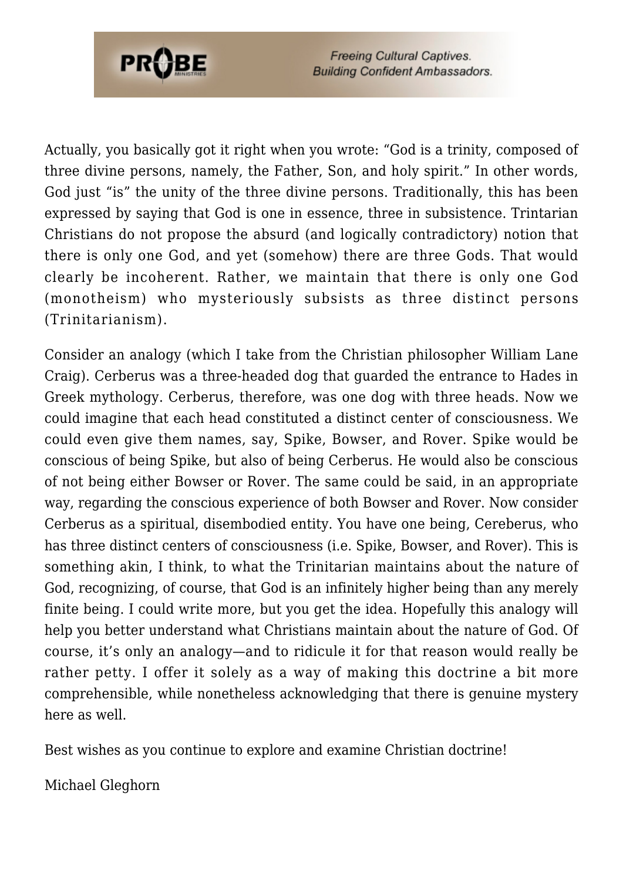Actually, you basically got it right when you wrote: "God is a trinity, composed of three divine persons, namely, the Father, Son, and holy spirit." In other words, God just "is" the unity of the three divine persons. Traditionally, this has been expressed by saying that God is one in essence, three in subsistence. Trintarian Christians do not propose the absurd (and logically contradictory) notion that there is only one God, and yet (somehow) there are three Gods. That would clearly be incoherent. Rather, we maintain that there is only one God (monotheism) who mysteriously subsists as three distinct persons (Trinitarianism).

Consider an analogy (which I take from the Christian philosopher William Lane Craig). Cerberus was a three-headed dog that guarded the entrance to Hades in Greek mythology. Cerberus, therefore, was one dog with three heads. Now we could imagine that each head constituted a distinct center of consciousness. We could even give them names, say, Spike, Bowser, and Rover. Spike would be conscious of being Spike, but also of being Cerberus. He would also be conscious of not being either Bowser or Rover. The same could be said, in an appropriate way, regarding the conscious experience of both Bowser and Rover. Now consider Cerberus as a spiritual, disembodied entity. You have one being, Cereberus, who has three distinct centers of consciousness (i.e. Spike, Bowser, and Rover). This is something akin, I think, to what the Trinitarian maintains about the nature of God, recognizing, of course, that God is an infinitely higher being than any merely finite being. I could write more, but you get the idea. Hopefully this analogy will help you better understand what Christians maintain about the nature of God. Of course, it's only an analogy—and to ridicule it for that reason would really be rather petty. I offer it solely as a way of making this doctrine a bit more comprehensible, while nonetheless acknowledging that there is genuine mystery here as well.

Best wishes as you continue to explore and examine Christian doctrine!

Michael Gleghorn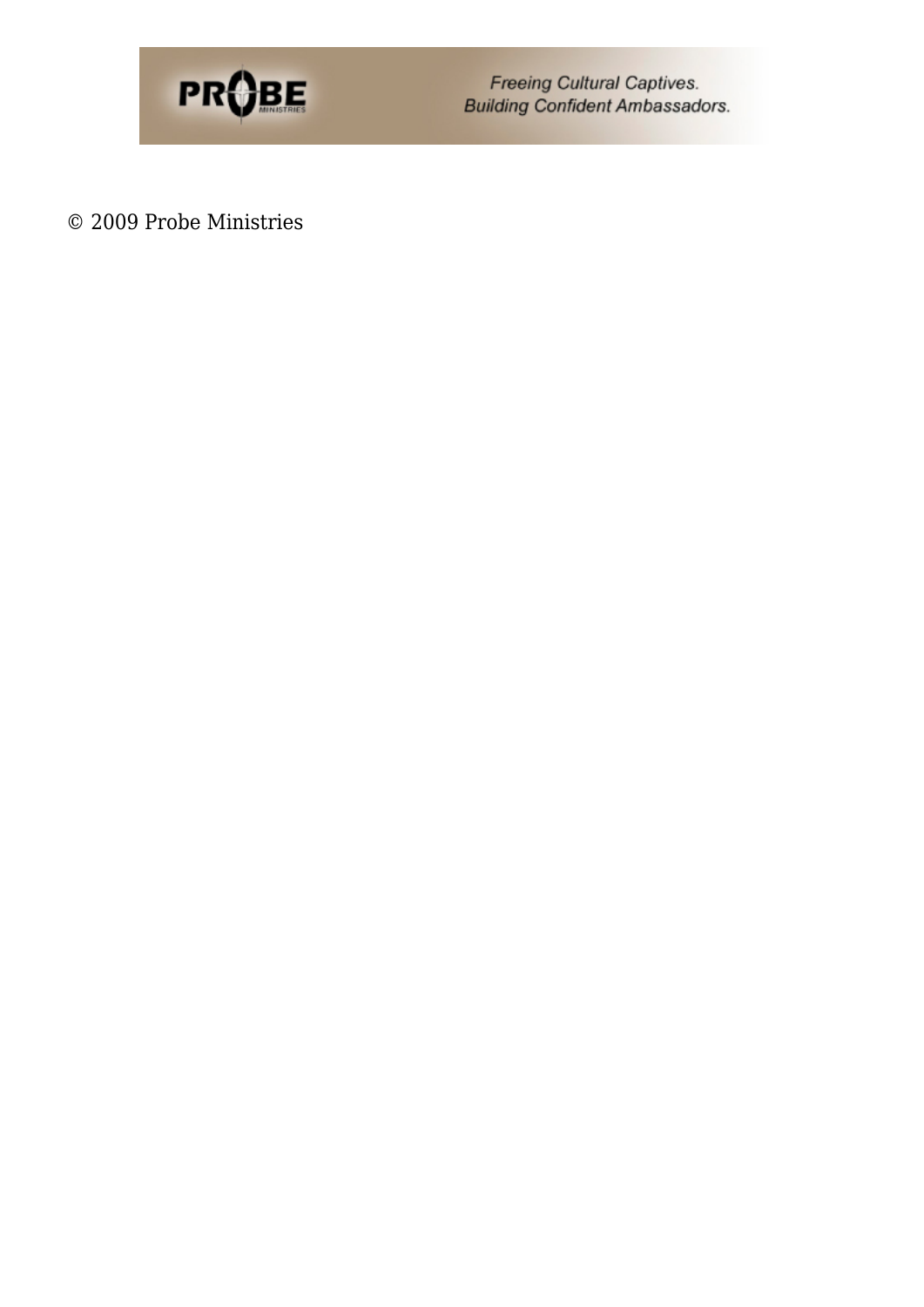© 2009 Probe Ministries